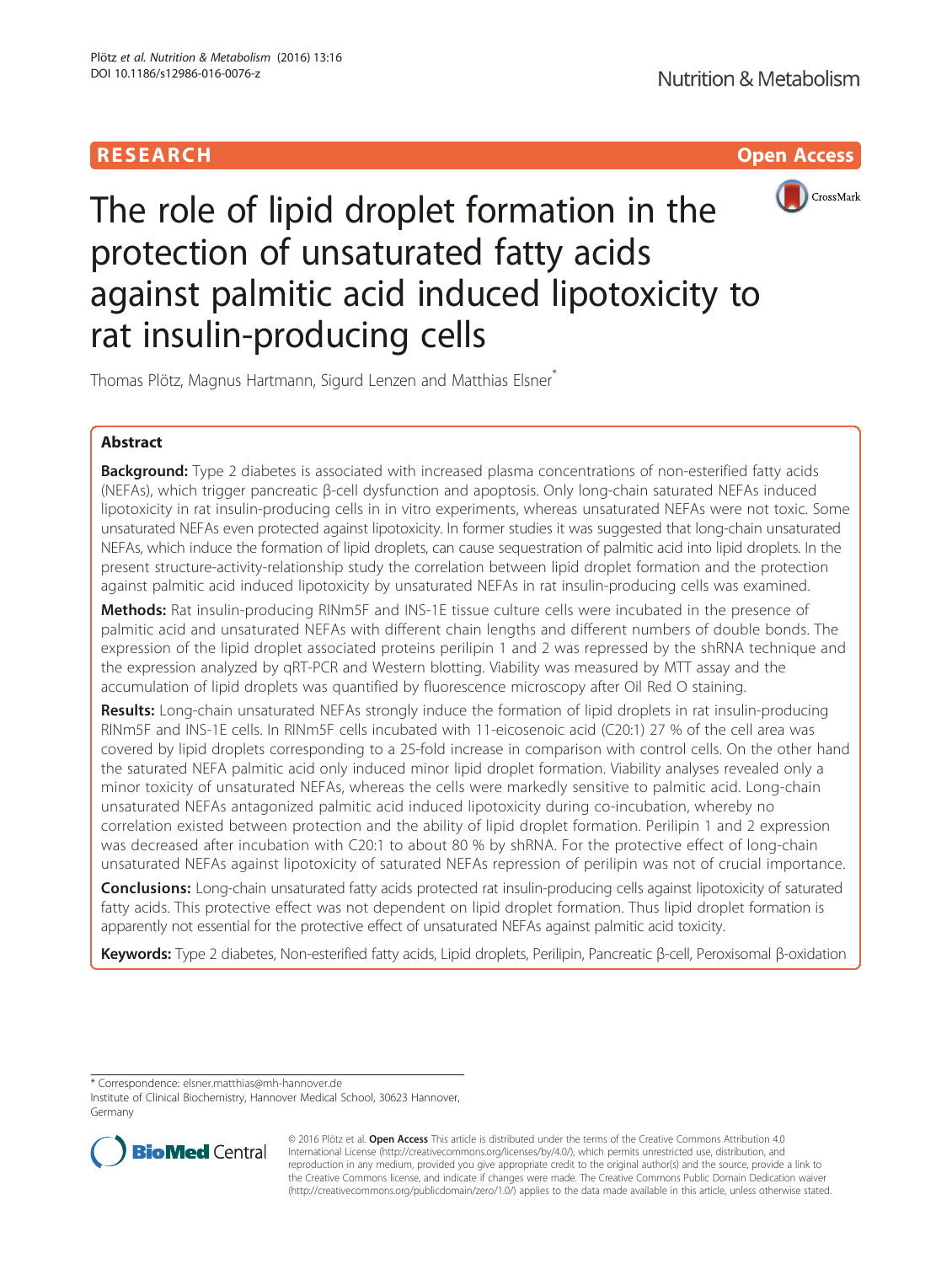RESEARCH

Open Access

# The role of lipid droplet formation in the protection of unsaturated fatty acids against palmitic acid induced lipotoxicity to rat insulin-producing cells

Thomas Plötz, Magnus Hartmann, Sigurd Lenzen and Matthias Elsner*

## Abstract

**Background:** Type 2 diabetes is associated with increased plasma concentrations of non-esterified fatty acids (NEFAs), which trigger pancreatic β-cell dysfunction and apoptosis. Only long-chain saturated NEFAs induced lipotoxicity in rat insulin-producing cells in in vitro experiments, whereas unsaturated NEFAs were not toxic. Some unsaturated NEFAs even protected against lipotoxicity. In former studies it was suggested that long-chain unsaturated NEFAs, which induce the formation of lipid droplets, can cause sequestration of palmitic acid into lipid droplets. In the present structure-activity-relationship study the correlation between lipid droplet formation and the protection against palmitic acid induced lipotoxicity by unsaturated NEFAs in rat insulin-producing cells was examined.

**Methods:** Rat insulin-producing RINm5F and INS-1E tissue culture cells were incubated in the presence of palmitic acid and unsaturated NEFAs with different chain lengths and different numbers of double bonds. The expression of the lipid droplet associated proteins perilipin 1 and 2 was repressed by the shRNA technique and the expression analyzed by qRT-PCR and Western blotting. Viability was measured by MTT assay and the accumulation of lipid droplets was quantified by fluorescence microscopy after Oil Red O staining.

**Results:** Long-chain unsaturated NEFAs strongly induce the formation of lipid droplets in rat insulin-producing RINm5F and INS-1E cells. In RINm5F cells incubated with 11-eicosenoic acid (C20:1) 27 % of the cell area was covered by lipid droplets corresponding to a 25-fold increase in comparison with control cells. On the other hand the saturated NEFA palmitic acid only induced minor lipid droplet formation. Viability analyses revealed only a minor toxicity of unsaturated NEFAs, whereas the cells were markedly sensitive to palmitic acid. Long-chain unsaturated NEFAs antagonized palmitic acid induced lipotoxicity during co-incubation, whereby no correlation existed between protection and the ability of lipid droplet formation. Perilipin 1 and 2 expression was decreased after incubation with C20:1 to about 80 % by shRNA. For the protective effect of long-chain unsaturated NEFAs against lipotoxicity of saturated NEFAs repression of perilipin was not of crucial importance.

**Conclusions:** Long-chain unsaturated fatty acids protected rat insulin-producing cells against lipotoxicity of saturated fatty acids. This protective effect was not dependent on lipid droplet formation. Thus lipid droplet formation is apparently not essential for the protective effect of unsaturated NEFAs against palmitic acid toxicity.

**Keywords:** Type 2 diabetes, Non-esterified fatty acids, Lipid droplets, Perilipin, Pancreatic β-cell, Peroxisomal β-oxidation

---

* Correspondence: elsner.matthias@mh-hannover.de
Institute of Clinical Biochemistry, Hannover Medical School, 30623 Hannover, Germany

© 2016 Plötz et al. **Open Access** This article is distributed under the terms of the Creative Commons Attribution 4.0 International License (http://creativecommons.org/licenses/by/4.0/), which permits unrestricted use, distribution, and reproduction in any medium, provided you give appropriate credit to the original author(s) and the source, provide a link to the Creative Commons license, and indicate if changes were made. The Creative Commons Public Domain Dedication waiver (http://creativecommons.org/publicdomain/zero/1.0/) applies to the data made available in this article, unless otherwise stated.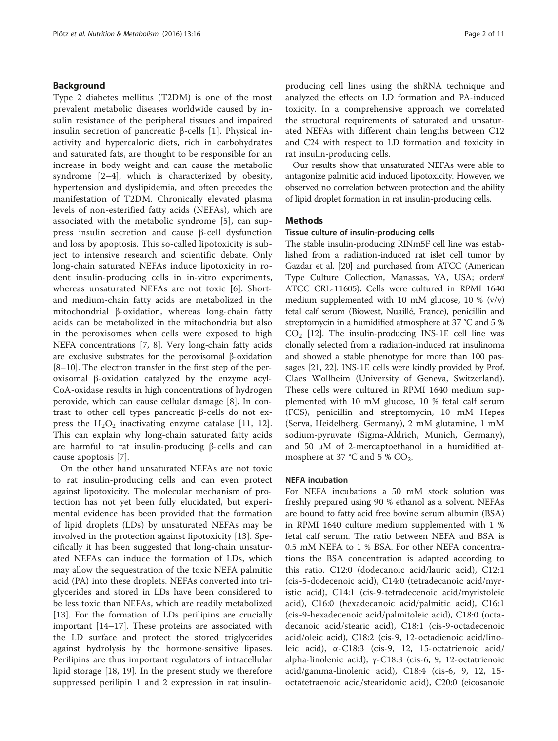## Background

Type 2 diabetes mellitus (T2DM) is one of the most prevalent metabolic diseases worldwide caused by insulin resistance of the peripheral tissues and impaired insulin secretion of pancreatic β-cells [1]. Physical inactivity and hypercaloric diets, rich in carbohydrates and saturated fats, are thought to be responsible for an increase in body weight and can cause the metabolic syndrome [2–4], which is characterized by obesity, hypertension and dyslipidemia, and often precedes the manifestation of T2DM. Chronically elevated plasma levels of non-esterified fatty acids (NEFAs), which are associated with the metabolic syndrome [5], can suppress insulin secretion and cause β-cell dysfunction and loss by apoptosis. This so-called lipotoxicity is subject to intensive research and scientific debate. Only long-chain saturated NEFAs induce lipotoxicity in rodent insulin-producing cells in in-vitro experiments, whereas unsaturated NEFAs are not toxic [6]. Short- and medium-chain fatty acids are metabolized in the mitochondrial β-oxidation, whereas long-chain fatty acids can be metabolized in the mitochondria but also in the peroxisomes when cells were exposed to high NEFA concentrations [7, 8]. Very long-chain fatty acids are exclusive substrates for the peroxisomal β-oxidation [8–10]. The electron transfer in the first step of the peroxisomal β-oxidation catalyzed by the enzyme acyl-CoA-oxidase results in high concentrations of hydrogen peroxide, which can cause cellular damage [8]. In contrast to other cell types pancreatic β-cells do not express the $H_2O_2$ inactivating enzyme catalase [11, 12]. This can explain why long-chain saturated fatty acids are harmful to rat insulin-producing β-cells and can cause apoptosis [7].

On the other hand unsaturated NEFAs are not toxic to rat insulin-producing cells and can even protect against lipotoxicity. The molecular mechanism of protection has not yet been fully elucidated, but experimental evidence has been provided that the formation of lipid droplets (LDs) by unsaturated NEFAs may be involved in the protection against lipotoxicity [13]. Specifically it has been suggested that long-chain unsaturated NEFAs can induce the formation of LDs, which may allow the sequestration of the toxic NEFA palmitic acid (PA) into these droplets. NEFAs converted into triglycerides and stored in LDs have been considered to be less toxic than NEFAs, which are readily metabolized [13]. For the formation of LDs perilipins are crucially important [14–17]. These proteins are associated with the LD surface and protect the stored triglycerides against hydrolysis by the hormone-sensitive lipases. Perilipins are thus important regulators of intracellular lipid storage [18, 19]. In the present study we therefore suppressed perilipin 1 and 2 expression in rat insulin-producing cell lines using the shRNA technique and analyzed the effects on LD formation and PA-induced toxicity. In a comprehensive approach we correlated the structural requirements of saturated and unsaturated NEFAs with different chain lengths between C12 and C24 with respect to LD formation and toxicity in rat insulin-producing cells.

Our results show that unsaturated NEFAs were able to antagonize palmitic acid induced lipotoxicity. However, we observed no correlation between protection and the ability of lipid droplet formation in rat insulin-producing cells.

## Methods

### Tissue culture of insulin-producing cells

The stable insulin-producing RINm5F cell line was established from a radiation-induced rat islet cell tumor by Gazdar et al. [20] and purchased from ATCC (American Type Culture Collection, Manassas, VA, USA; order# ATCC CRL-11605). Cells were cultured in RPMI 1640 medium supplemented with 10 mM glucose, 10 % (v/v) fetal calf serum (Biowest, Nuaillé, France), penicillin and streptomycin in a humidified atmosphere at 37 °C and 5 % $CO_2$ [12]. The insulin-producing INS-1E cell line was clonally selected from a radiation-induced rat insulinoma and showed a stable phenotype for more than 100 passages [21, 22]. INS-1E cells were kindly provided by Prof. Claes Wollheim (University of Geneva, Switzerland). These cells were cultured in RPMI 1640 medium supplemented with 10 mM glucose, 10 % fetal calf serum (FCS), penicillin and streptomycin, 10 mM Hepes (Serva, Heidelberg, Germany), 2 mM glutamine, 1 mM sodium-pyruvate (Sigma-Aldrich, Munich, Germany), and 50 μM of 2-mercaptoethanol in a humidified atmosphere at 37 °C and 5 % $CO_2$.

### NEFA incubation

For NEFA incubations a 50 mM stock solution was freshly prepared using 90 % ethanol as a solvent. NEFAs are bound to fatty acid free bovine serum albumin (BSA) in RPMI 1640 culture medium supplemented with 1 % fetal calf serum. The ratio between NEFA and BSA is 0.5 mM NEFA to 1 % BSA. For other NEFA concentrations the BSA concentration is adapted according to this ratio. C12:0 (dodecanoic acid/lauric acid), C12:1 (cis-5-dodecenoic acid), C14:0 (tetradecanoic acid/myristic acid), C14:1 (cis-9-tetradecenoic acid/myristoleic acid), C16:0 (hexadecanoic acid/palmitic acid), C16:1 (cis-9-hexadecenoic acid/palmitoleic acid), C18:0 (octadecanoic acid/stearic acid), C18:1 (cis-9-octadecenoic acid/oleic acid), C18:2 (cis-9, 12-octadienoic acid/linoleic acid), α-C18:3 (cis-9, 12, 15-octatrienoic acid/alpha-linolenic acid), γ-C18:3 (cis-6, 9, 12-octatrienoic acid/gamma-linolenic acid), C18:4 (cis-6, 9, 12, 15-octatetraenoic acid/stearidonic acid), C20:0 (eicosanoic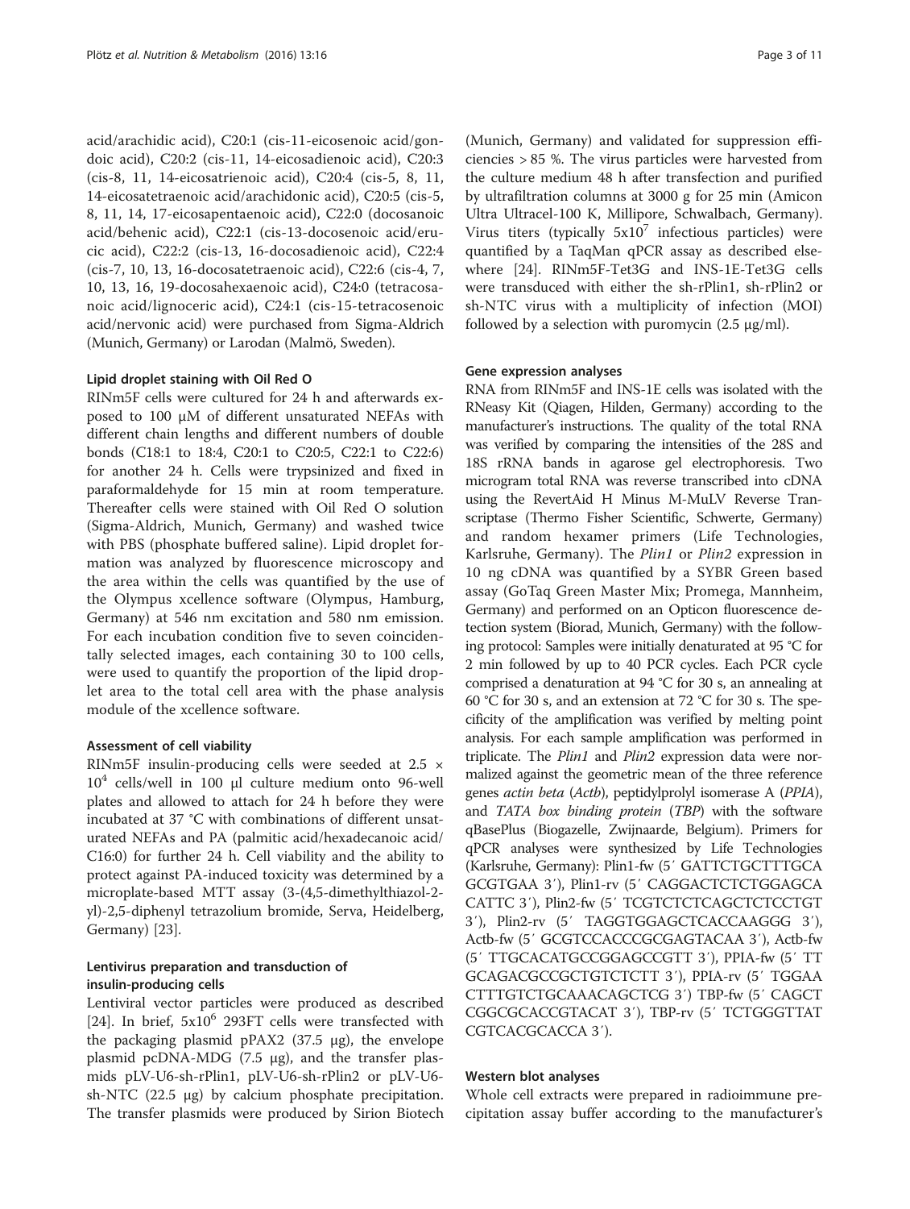acid/arachidic acid), C20:1 (cis-11-eicosenoic acid/gondoic acid), C20:2 (cis-11, 14-eicosadienoic acid), C20:3 (cis-8, 11, 14-eicosatrienoic acid), C20:4 (cis-5, 8, 11, 14-eicosatetraenoic acid/arachidonic acid), C20:5 (cis-5, 8, 11, 14, 17-eicosapentaenoic acid), C22:0 (docosanoic acid/behenic acid), C22:1 (cis-13-docosenoic acid/erucic acid), C22:2 (cis-13, 16-docosadienoic acid), C22:4 (cis-7, 10, 13, 16-docosatetraenoic acid), C22:6 (cis-4, 7, 10, 13, 16, 19-docosahexaenoic acid), C24:0 (tetracosanoic acid/lignoceric acid), C24:1 (cis-15-tetracosenoic acid/nervonic acid) were purchased from Sigma-Aldrich (Munich, Germany) or Larodan (Malmö, Sweden).

#### Lipid droplet staining with Oil Red O

RINm5F cells were cultured for 24 h and afterwards exposed to 100 μM of different unsaturated NEFAs with different chain lengths and different numbers of double bonds (C18:1 to 18:4, C20:1 to C20:5, C22:1 to C22:6) for another 24 h. Cells were trypsinized and fixed in paraformaldehyde for 15 min at room temperature. Thereafter cells were stained with Oil Red O solution (Sigma-Aldrich, Munich, Germany) and washed twice with PBS (phosphate buffered saline). Lipid droplet formation was analyzed by fluorescence microscopy and the area within the cells was quantified by the use of the Olympus xcellence software (Olympus, Hamburg, Germany) at 546 nm excitation and 580 nm emission. For each incubation condition five to seven coincidentally selected images, each containing 30 to 100 cells, were used to quantify the proportion of the lipid droplet area to the total cell area with the phase analysis module of the xcellence software.

#### Assessment of cell viability

RINm5F insulin-producing cells were seeded at $2.5 \times 10^4$ cells/well in 100 μl culture medium onto 96-well plates and allowed to attach for 24 h before they were incubated at 37 °C with combinations of different unsaturated NEFAs and PA (palmitic acid/hexadecanoic acid/C16:0) for further 24 h. Cell viability and the ability to protect against PA-induced toxicity was determined by a microplate-based MTT assay (3-(4,5-dimethylthiazol-2-yl)-2,5-diphenyl tetrazolium bromide, Serva, Heidelberg, Germany) [23].

#### Lentivirus preparation and transduction of insulin-producing cells

Lentiviral vector particles were produced as described [24]. In brief, $5x10^6$ 293FT cells were transfected with the packaging plasmid pPAX2 (37.5 μg), the envelope plasmid pcDNA-MDG (7.5 μg), and the transfer plasmids pLV-U6-sh-rPlin1, pLV-U6-sh-rPlin2 or pLV-U6-sh-NTC (22.5 μg) by calcium phosphate precipitation. The transfer plasmids were produced by Sirion Biotech (Munich, Germany) and validated for suppression efficiencies > 85 %. The virus particles were harvested from the culture medium 48 h after transfection and purified by ultrafiltration columns at 3000 g for 25 min (Amicon Ultra Ultracel-100 K, Millipore, Schwalbach, Germany). Virus titers (typically $5x10^7$ infectious particles) were quantified by a TaqMan qPCR assay as described elsewhere [24]. RINm5F-Tet3G and INS-1E-Tet3G cells were transduced with either the sh-rPlin1, sh-rPlin2 or sh-NTC virus with a multiplicity of infection (MOI) followed by a selection with puromycin (2.5 μg/ml).

#### Gene expression analyses

RNA from RINm5F and INS-1E cells was isolated with the RNeasy Kit (Qiagen, Hilden, Germany) according to the manufacturer's instructions. The quality of the total RNA was verified by comparing the intensities of the 28S and 18S rRNA bands in agarose gel electrophoresis. Two microgram total RNA was reverse transcribed into cDNA using the RevertAid H Minus M-MuLV Reverse Transcriptase (Thermo Fisher Scientific, Schwerte, Germany) and random hexamer primers (Life Technologies, Karlsruhe, Germany). The *Plin1* or *Plin2* expression in 10 ng cDNA was quantified by a SYBR Green based assay (GoTaq Green Master Mix; Promega, Mannheim, Germany) and performed on an Opticon fluorescence detection system (Biorad, Munich, Germany) with the following protocol: Samples were initially denaturated at 95 °C for 2 min followed by up to 40 PCR cycles. Each PCR cycle comprised a denaturation at 94 °C for 30 s, an annealing at 60 °C for 30 s, and an extension at 72 °C for 30 s. The specificity of the amplification was verified by melting point analysis. For each sample amplification was performed in triplicate. The *Plin1* and *Plin2* expression data were normalized against the geometric mean of the three reference genes *actin beta* (*Actb*), peptidylprolyl isomerase A (*PPIA*), and *TATA box binding protein* (*TBP*) with the software qBasePlus (Biogazelle, Zwijnaarde, Belgium). Primers for qPCR analyses were synthesized by Life Technologies (Karlsruhe, Germany): Plin1-fw (5′ GATTCTGCTTTGCA GCGTGAA 3′), Plin1-rv (5′ CAGGACTCTCTGGAGCA CATTC 3′), Plin2-fw (5′ TCGTCTCTCAGCTCTCCTGT 3′), Plin2-rv (5′ TAGGTGGAGCTCACCAAGGG 3′), Actb-fw (5′ GCGTCCACCCGCGAGTACAA 3′), Actb-fw (5′ TTGCACATGCCGGAGCCGTT 3′), PPIA-fw (5′ TT GCAGACGCCGCTGTCTCTT 3′), PPIA-rv (5′ TGGAA CTTTGTCTGCAAACAGCTCG 3′) TBP-fw (5′ CAGCT CGGCGCACCGTACAT 3′), TBP-rv (5′ TCTGGGTTAT CGTCACGCACCA 3′).

#### Western blot analyses

Whole cell extracts were prepared in radioimmune precipitation assay buffer according to the manufacturer's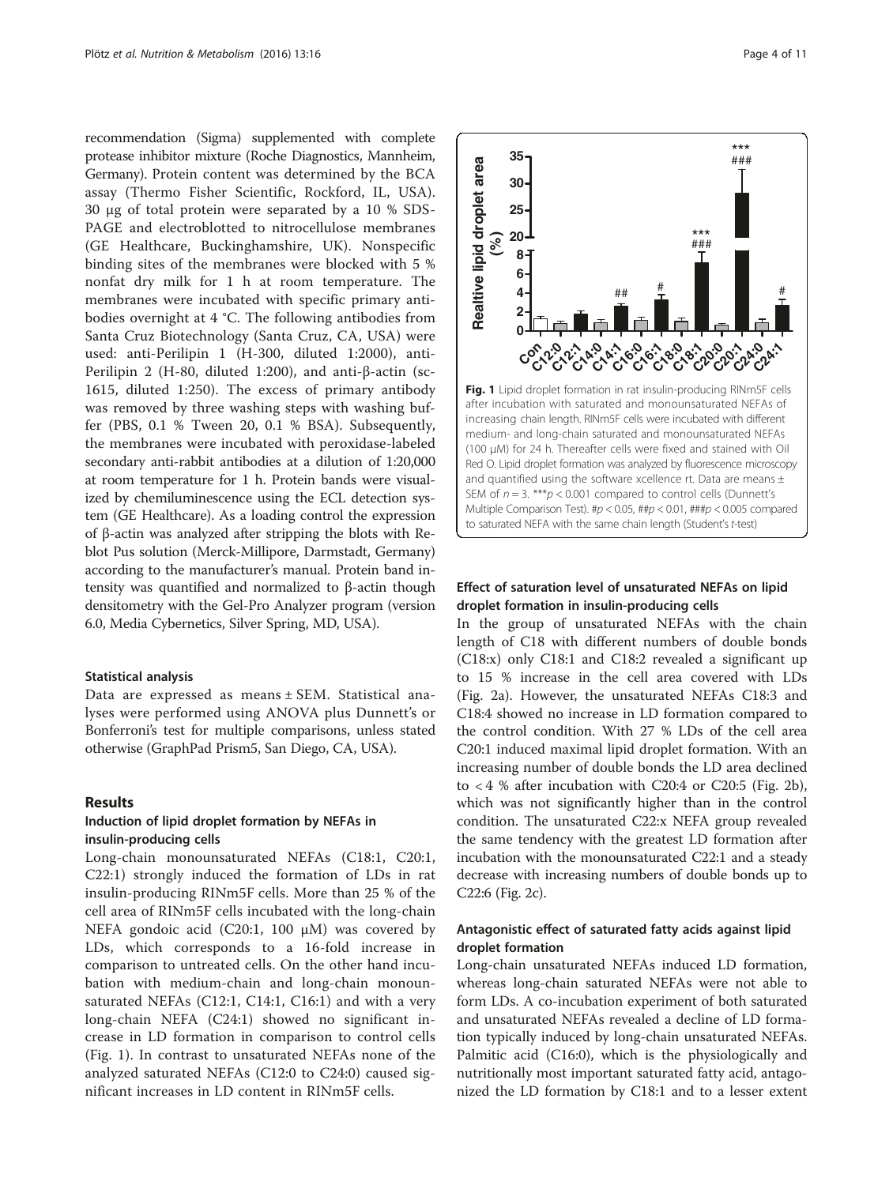recommendation (Sigma) supplemented with complete protease inhibitor mixture (Roche Diagnostics, Mannheim, Germany). Protein content was determined by the BCA assay (Thermo Fisher Scientific, Rockford, IL, USA). 30 μg of total protein were separated by a 10 % SDS-PAGE and electroblotted to nitrocellulose membranes (GE Healthcare, Buckinghamshire, UK). Nonspecific binding sites of the membranes were blocked with 5 % nonfat dry milk for 1 h at room temperature. The membranes were incubated with specific primary antibodies overnight at 4 °C. The following antibodies from Santa Cruz Biotechnology (Santa Cruz, CA, USA) were used: anti-Perilipin 1 (H-300, diluted 1:2000), anti-Perilipin 2 (H-80, diluted 1:200), and anti-β-actin (sc-1615, diluted 1:250). The excess of primary antibody was removed by three washing steps with washing buffer (PBS, 0.1 % Tween 20, 0.1 % BSA). Subsequently, the membranes were incubated with peroxidase-labeled secondary anti-rabbit antibodies at a dilution of 1:20,000 at room temperature for 1 h. Protein bands were visualized by chemiluminescence using the ECL detection system (GE Healthcare). As a loading control the expression of β-actin was analyzed after stripping the blots with Reblot Pus solution (Merck-Millipore, Darmstadt, Germany) according to the manufacturer's manual. Protein band intensity was quantified and normalized to β-actin though densitometry with the Gel-Pro Analyzer program (version 6.0, Media Cybernetics, Silver Spring, MD, USA).

#### Statistical analysis

Data are expressed as means ± SEM. Statistical analyses were performed using ANOVA plus Dunnett's or Bonferroni's test for multiple comparisons, unless stated otherwise (GraphPad Prism5, San Diego, CA, USA).

## Results

### Induction of lipid droplet formation by NEFAs in insulin-producing cells

Long-chain monounsaturated NEFAs (C18:1, C20:1, C22:1) strongly induced the formation of LDs in rat insulin-producing RINm5F cells. More than 25 % of the cell area of RINm5F cells incubated with the long-chain NEFA gondoic acid (C20:1, 100 μM) was covered by LDs, which corresponds to a 16-fold increase in comparison to untreated cells. On the other hand incubation with medium-chain and long-chain monounsaturated NEFAs (C12:1, C14:1, C16:1) and with a very long-chain NEFA (C24:1) showed no significant increase in LD formation in comparison to control cells (Fig. 1). In contrast to unsaturated NEFAs none of the analyzed saturated NEFAs (C12:0 to C24:0) caused significant increases in LD content in RINm5F cells.

**Fig. 1** Lipid droplet formation in rat insulin-producing RINm5F cells after incubation with saturated and monounsaturated NEFAs of increasing chain length. RINm5F cells were incubated with different medium- and long-chain saturated and monounsaturated NEFAs (100 μM) for 24 h. Thereafter cells were fixed and stained with Oil Red O. Lipid droplet formation was analyzed by fluorescence microscopy and quantified using the software xcellence rt. Data are means ± SEM of $n = 3$. ***$p < 0.001$ compared to control cells (Dunnett's Multiple Comparison Test). #$p < 0.05$, ##$p < 0.01$, ###$p < 0.005$ compared to saturated NEFA with the same chain length (Student's $t$-test)

### Effect of saturation level of unsaturated NEFAs on lipid droplet formation in insulin-producing cells

In the group of unsaturated NEFAs with the chain length of C18 with different numbers of double bonds (C18:x) only C18:1 and C18:2 revealed a significant up to 15 % increase in the cell area covered with LDs (Fig. 2a). However, the unsaturated NEFAs C18:3 and C18:4 showed no increase in LD formation compared to the control condition. With 27 % LDs of the cell area C20:1 induced maximal lipid droplet formation. With an increasing number of double bonds the LD area declined to < 4 % after incubation with C20:4 or C20:5 (Fig. 2b), which was not significantly higher than in the control condition. The unsaturated C22:x NEFA group revealed the same tendency with the greatest LD formation after incubation with the monounsaturated C22:1 and a steady decrease with increasing numbers of double bonds up to C22:6 (Fig. 2c).

### Antagonistic effect of saturated fatty acids against lipid droplet formation

Long-chain unsaturated NEFAs induced LD formation, whereas long-chain saturated NEFAs were not able to form LDs. A co-incubation experiment of both saturated and unsaturated NEFAs revealed a decline of LD formation typically induced by long-chain unsaturated NEFAs. Palmitic acid (C16:0), which is the physiologically and nutritionally most important saturated fatty acid, antagonized the LD formation by C18:1 and to a lesser extent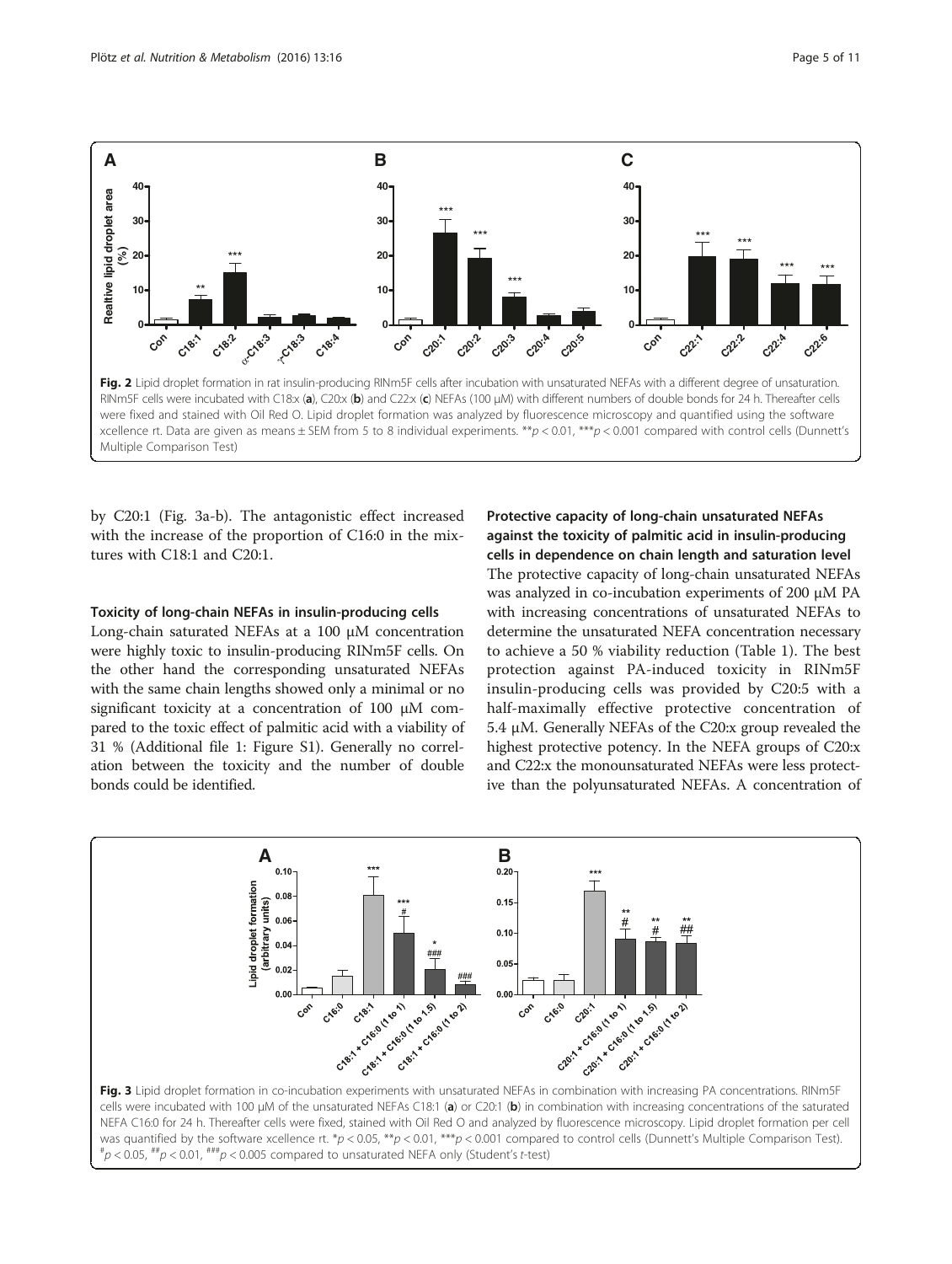Fig. 2 Lipid droplet formation in rat insulin-producing RINm5F cells after incubation with unsaturated NEFAs with a different degree of unsaturation. RINm5F cells were incubated with C18:x (**a**), C20:x (**b**) and C22:x (**c**) NEFAs (100 μM) with different numbers of double bonds for 24 h. Thereafter cells were fixed and stained with Oil Red O. Lipid droplet formation was analyzed by fluorescence microscopy and quantified using the software xcellence rt. Data are given as means ± SEM from 5 to 8 individual experiments. ** $p < 0.01$, *** $p < 0.001$ compared with control cells (Dunnett's Multiple Comparison Test)

by C20:1 (Fig. 3a-b). The antagonistic effect increased with the increase of the proportion of C16:0 in the mixtures with C18:1 and C20:1.

### Toxicity of long-chain NEFAs in insulin-producing cells

Long-chain saturated NEFAs at a 100 μM concentration were highly toxic to insulin-producing RINm5F cells. On the other hand the corresponding unsaturated NEFAs with the same chain lengths showed only a minimal or no significant toxicity at a concentration of 100 μM compared to the toxic effect of palmitic acid with a viability of 31 % (Additional file 1: Figure S1). Generally no correlation between the toxicity and the number of double bonds could be identified.

### Protective capacity of long-chain unsaturated NEFAs against the toxicity of palmitic acid in insulin-producing cells in dependence on chain length and saturation level

The protective capacity of long-chain unsaturated NEFAs was analyzed in co-incubation experiments of 200 μM PA with increasing concentrations of unsaturated NEFAs to determine the unsaturated NEFA concentration necessary to achieve a 50 % viability reduction (Table 1). The best protection against PA-induced toxicity in RINm5F insulin-producing cells was provided by C20:5 with a half-maximally effective protective concentration of 5.4 μM. Generally NEFAs of the C20:x group revealed the highest protective potency. In the NEFA groups of C20:x and C22:x the monounsaturated NEFAs were less protective than the polyunsaturated NEFAs. A concentration of

Fig. 3 Lipid droplet formation in co-incubation experiments with unsaturated NEFAs in combination with increasing PA concentrations. RINm5F cells were incubated with 100 μM of the unsaturated NEFAs C18:1 (**a**) or C20:1 (**b**) in combination with increasing concentrations of the saturated NEFA C16:0 for 24 h. Thereafter cells were fixed, stained with Oil Red O and analyzed by fluorescence microscopy. Lipid droplet formation per cell was quantified by the software xcellence rt. * $p < 0.05$, ** $p < 0.01$, *** $p < 0.001$ compared to control cells (Dunnett's Multiple Comparison Test). # $p < 0.05$, ## $p < 0.01$, ### $p < 0.005$ compared to unsaturated NEFA only (Student's *t*-test)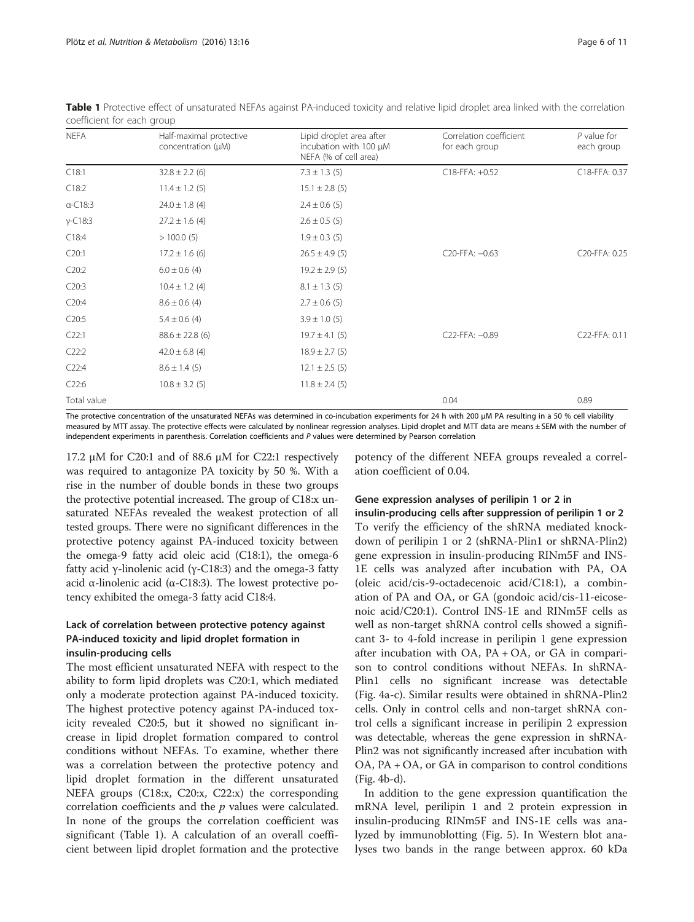**Table 1** Protective effect of unsaturated NEFAs against PA-induced toxicity and relative lipid droplet area linked with the correlation coefficient for each group

| NEFA | Half-maximal protective concentration (μM) | Lipid droplet area after incubation with 100 μM NEFA (% of cell area) | Correlation coefficient for each group | *P* value for each group |
|---|---|---|---|---|
| C18:1 | 32.8 ± 2.2 (6) | 7.3 ± 1.3 (5) | C18-FFA: +0.52 | C18-FFA: 0.37 |
| C18:2 | 11.4 ± 1.2 (5) | 15.1 ± 2.8 (5) | | |
| α-C18:3 | 24.0 ± 1.8 (4) | 2.4 ± 0.6 (5) | | |
| γ-C18:3 | 27.2 ± 1.6 (4) | 2.6 ± 0.5 (5) | | |
| C18:4 | > 100.0 (5) | 1.9 ± 0.3 (5) | | |
| C20:1 | 17.2 ± 1.6 (6) | 26.5 ± 4.9 (5) | C20-FFA: −0.63 | C20-FFA: 0.25 |
| C20:2 | 6.0 ± 0.6 (4) | 19.2 ± 2.9 (5) | | |
| C20:3 | 10.4 ± 1.2 (4) | 8.1 ± 1.3 (5) | | |
| C20:4 | 8.6 ± 0.6 (4) | 2.7 ± 0.6 (5) | | |
| C20:5 | 5.4 ± 0.6 (4) | 3.9 ± 1.0 (5) | | |
| C22:1 | 88.6 ± 22.8 (6) | 19.7 ± 4.1 (5) | C22-FFA: −0.89 | C22-FFA: 0.11 |
| C22:2 | 42.0 ± 6.8 (4) | 18.9 ± 2.7 (5) | | |
| C22:4 | 8.6 ± 1.4 (5) | 12.1 ± 2.5 (5) | | |
| C22:6 | 10.8 ± 3.2 (5) | 11.8 ± 2.4 (5) | | |
| Total value | | | 0.04 | 0.89 |

The protective concentration of the unsaturated NEFAs was determined in co-incubation experiments for 24 h with 200 μM PA resulting in a 50 % cell viability measured by MTT assay. The protective effects were calculated by nonlinear regression analyses. Lipid droplet and MTT data are means ± SEM with the number of independent experiments in parenthesis. Correlation coefficients and *P* values were determined by Pearson correlation

17.2 μM for C20:1 and of 88.6 μM for C22:1 respectively was required to antagonize PA toxicity by 50 %. With a rise in the number of double bonds in these two groups the protective potential increased. The group of C18:x unsaturated NEFAs revealed the weakest protection of all tested groups. There were no significant differences in the protective potency against PA-induced toxicity between the omega-9 fatty acid oleic acid (C18:1), the omega-6 fatty acid γ-linolenic acid (γ-C18:3) and the omega-3 fatty acid α-linolenic acid (α-C18:3). The lowest protective potency exhibited the omega-3 fatty acid C18:4.

### Lack of correlation between protective potency against PA-induced toxicity and lipid droplet formation in insulin-producing cells

The most efficient unsaturated NEFA with respect to the ability to form lipid droplets was C20:1, which mediated only a moderate protection against PA-induced toxicity. The highest protective potency against PA-induced toxicity revealed C20:5, but it showed no significant increase in lipid droplet formation compared to control conditions without NEFAs. To examine, whether there was a correlation between the protective potency and lipid droplet formation in the different unsaturated NEFA groups (C18:x, C20:x, C22:x) the corresponding correlation coefficients and the *p* values were calculated. In none of the groups the correlation coefficient was significant (Table 1). A calculation of an overall coefficient between lipid droplet formation and the protective potency of the different NEFA groups revealed a correlation coefficient of 0.04.

### Gene expression analyses of perilipin 1 or 2 in insulin-producing cells after suppression of perilipin 1 or 2

To verify the efficiency of the shRNA mediated knockdown of perilipin 1 or 2 (shRNA-Plin1 or shRNA-Plin2) gene expression in insulin-producing RINm5F and INS-1E cells was analyzed after incubation with PA, OA (oleic acid/cis-9-octadecenoic acid/C18:1), a combination of PA and OA, or GA (gondoic acid/cis-11-eicosenoic acid/C20:1). Control INS-1E and RINm5F cells as well as non-target shRNA control cells showed a significant 3- to 4-fold increase in perilipin 1 gene expression after incubation with OA, PA + OA, or GA in comparison to control conditions without NEFAs. In shRNA-Plin1 cells no significant increase was detectable (Fig. 4a-c). Similar results were obtained in shRNA-Plin2 cells. Only in control cells and non-target shRNA control cells a significant increase in perilipin 2 expression was detectable, whereas the gene expression in shRNA-Plin2 was not significantly increased after incubation with OA, PA + OA, or GA in comparison to control conditions (Fig. 4b-d).

In addition to the gene expression quantification the mRNA level, perilipin 1 and 2 protein expression in insulin-producing RINm5F and INS-1E cells was analyzed by immunoblotting (Fig. 5). In Western blot analyses two bands in the range between approx. 60 kDa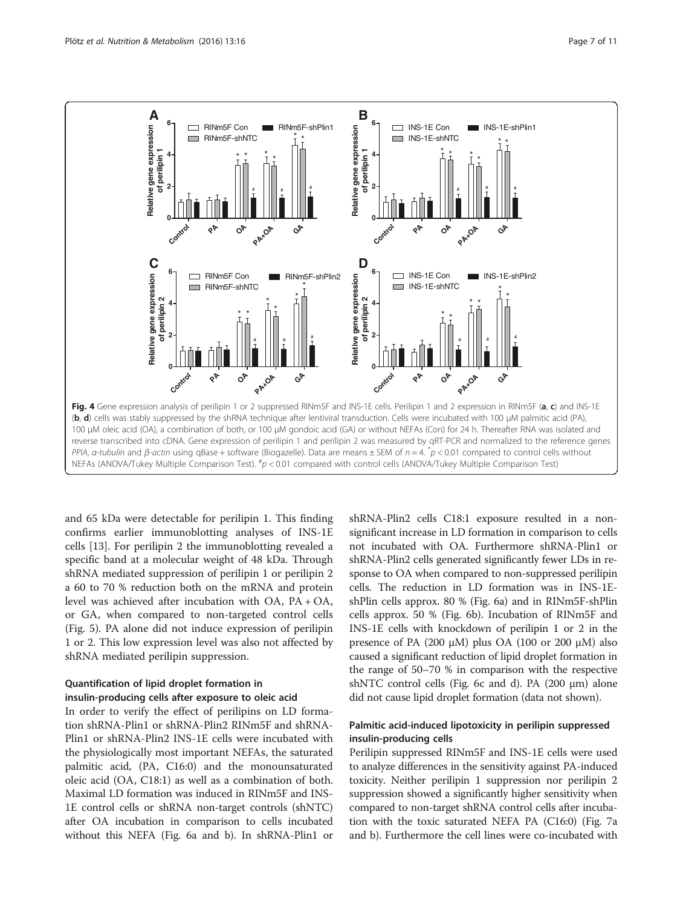Fig. 4 Gene expression analysis of perilipin 1 or 2 suppressed RINm5F and INS-1E cells. Perilipin 1 and 2 expression in RINm5F (**a**, **c**) and INS-1E (**b**, **d**) cells was stably suppressed by the shRNA technique after lentiviral transduction. Cells were incubated with 100 μM palmitic acid (PA), 100 μM oleic acid (OA), a combination of both, or 100 μM gondoic acid (GA) or without NEFAs (Con) for 24 h. Thereafter RNA was isolated and reverse transcribed into cDNA. Gene expression of perilipin 1 and perilipin 2 was measured by qRT-PCR and normalized to the reference genes *PPIA*, *α-tubulin* and *β-actin* using qBase + software (Biogazelle). Data are means ± SEM of $n = 4$. * $p < 0.01$ compared to control cells without NEFAs (ANOVA/Tukey Multiple Comparison Test). # $p < 0.01$ compared with control cells (ANOVA/Tukey Multiple Comparison Test)

and 65 kDa were detectable for perilipin 1. This finding confirms earlier immunoblotting analyses of INS-1E cells [13]. For perilipin 2 the immunoblotting revealed a specific band at a molecular weight of 48 kDa. Through shRNA mediated suppression of perilipin 1 or perilipin 2 a 60 to 70 % reduction both on the mRNA and protein level was achieved after incubation with OA, PA + OA, or GA, when compared to non-targeted control cells (Fig. 5). PA alone did not induce expression of perilipin 1 or 2. This low expression level was also not affected by shRNA mediated perilipin suppression.

### Quantification of lipid droplet formation in insulin-producing cells after exposure to oleic acid

In order to verify the effect of perilipins on LD formation shRNA-Plin1 or shRNA-Plin2 RINm5F and shRNA-Plin1 or shRNA-Plin2 INS-1E cells were incubated with the physiologically most important NEFAs, the saturated palmitic acid, (PA, C16:0) and the monounsaturated oleic acid (OA, C18:1) as well as a combination of both. Maximal LD formation was induced in RINm5F and INS-1E control cells or shRNA non-target controls (shNTC) after OA incubation in comparison to cells incubated without this NEFA (Fig. 6a and b). In shRNA-Plin1 or shRNA-Plin2 cells C18:1 exposure resulted in a non-significant increase in LD formation in comparison to cells not incubated with OA. Furthermore shRNA-Plin1 or shRNA-Plin2 cells generated significantly fewer LDs in response to OA when compared to non-suppressed perilipin cells. The reduction in LD formation was in INS-1E-shPlin cells approx. 80 % (Fig. 6a) and in RINm5F-shPlin cells approx. 50 % (Fig. 6b). Incubation of RINm5F and INS-1E cells with knockdown of perilipin 1 or 2 in the presence of PA (200 μM) plus OA (100 or 200 μM) also caused a significant reduction of lipid droplet formation in the range of 50–70 % in comparison with the respective shNTC control cells (Fig. 6c and d). PA (200 μm) alone did not cause lipid droplet formation (data not shown).

### Palmitic acid-induced lipotoxicity in perilipin suppressed insulin-producing cells

Perilipin suppressed RINm5F and INS-1E cells were used to analyze differences in the sensitivity against PA-induced toxicity. Neither perilipin 1 suppression nor perilipin 2 suppression showed a significantly higher sensitivity when compared to non-target shRNA control cells after incubation with the toxic saturated NEFA PA (C16:0) (Fig. 7a and b). Furthermore the cell lines were co-incubated with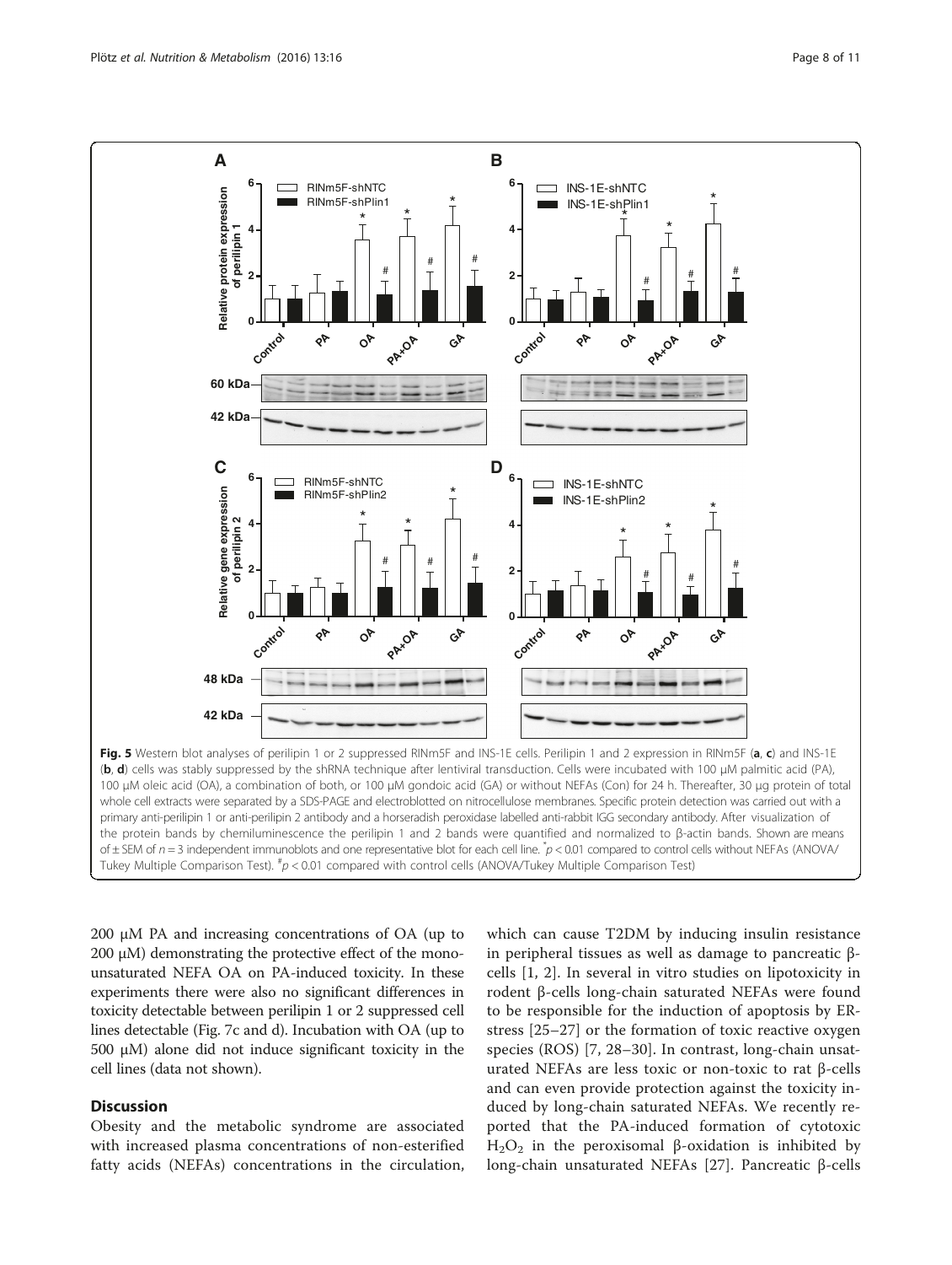**Fig. 5** Western blot analyses of perilipin 1 or 2 suppressed RINm5F and INS-1E cells. Perilipin 1 and 2 expression in RINm5F (**a**, **c**) and INS-1E (**b**, **d**) cells was stably suppressed by the shRNA technique after lentiviral transduction. Cells were incubated with 100 μM palmitic acid (PA), 100 μM oleic acid (OA), a combination of both, or 100 μM gondoic acid (GA) or without NEFAs (Con) for 24 h. Thereafter, 30 μg protein of total whole cell extracts were separated by a SDS-PAGE and electroblotted on nitrocellulose membranes. Specific protein detection was carried out with a primary anti-perilipin 1 or anti-perilipin 2 antibody and a horseradish peroxidase labelled anti-rabbit IGG secondary antibody. After visualization of the protein bands by chemiluminescence the perilipin 1 and 2 bands were quantified and normalized to β-actin bands. Shown are means of ± SEM of $n = 3$ independent immunoblots and one representative blot for each cell line. *$p < 0.01$ compared to control cells without NEFAs (ANOVA/Tukey Multiple Comparison Test). #$p < 0.01$ compared with control cells (ANOVA/Tukey Multiple Comparison Test)

200 μM PA and increasing concentrations of OA (up to 200 μM) demonstrating the protective effect of the monounsaturated NEFA OA on PA-induced toxicity. In these experiments there were also no significant differences in toxicity detectable between perilipin 1 or 2 suppressed cell lines detectable (Fig. 7c and d). Incubation with OA (up to 500 μM) alone did not induce significant toxicity in the cell lines (data not shown).

## Discussion

Obesity and the metabolic syndrome are associated with increased plasma concentrations of non-esterified fatty acids (NEFAs) concentrations in the circulation, which can cause T2DM by inducing insulin resistance in peripheral tissues as well as damage to pancreatic β-cells [1, 2]. In several in vitro studies on lipotoxicity in rodent β-cells long-chain saturated NEFAs were found to be responsible for the induction of apoptosis by ER-stress [25–27] or the formation of toxic reactive oxygen species (ROS) [7, 28–30]. In contrast, long-chain unsaturated NEFAs are less toxic or non-toxic to rat β-cells and can even provide protection against the toxicity induced by long-chain saturated NEFAs. We recently reported that the PA-induced formation of cytotoxic $H_2O_2$ in the peroxisomal β-oxidation is inhibited by long-chain unsaturated NEFAs [27]. Pancreatic β-cells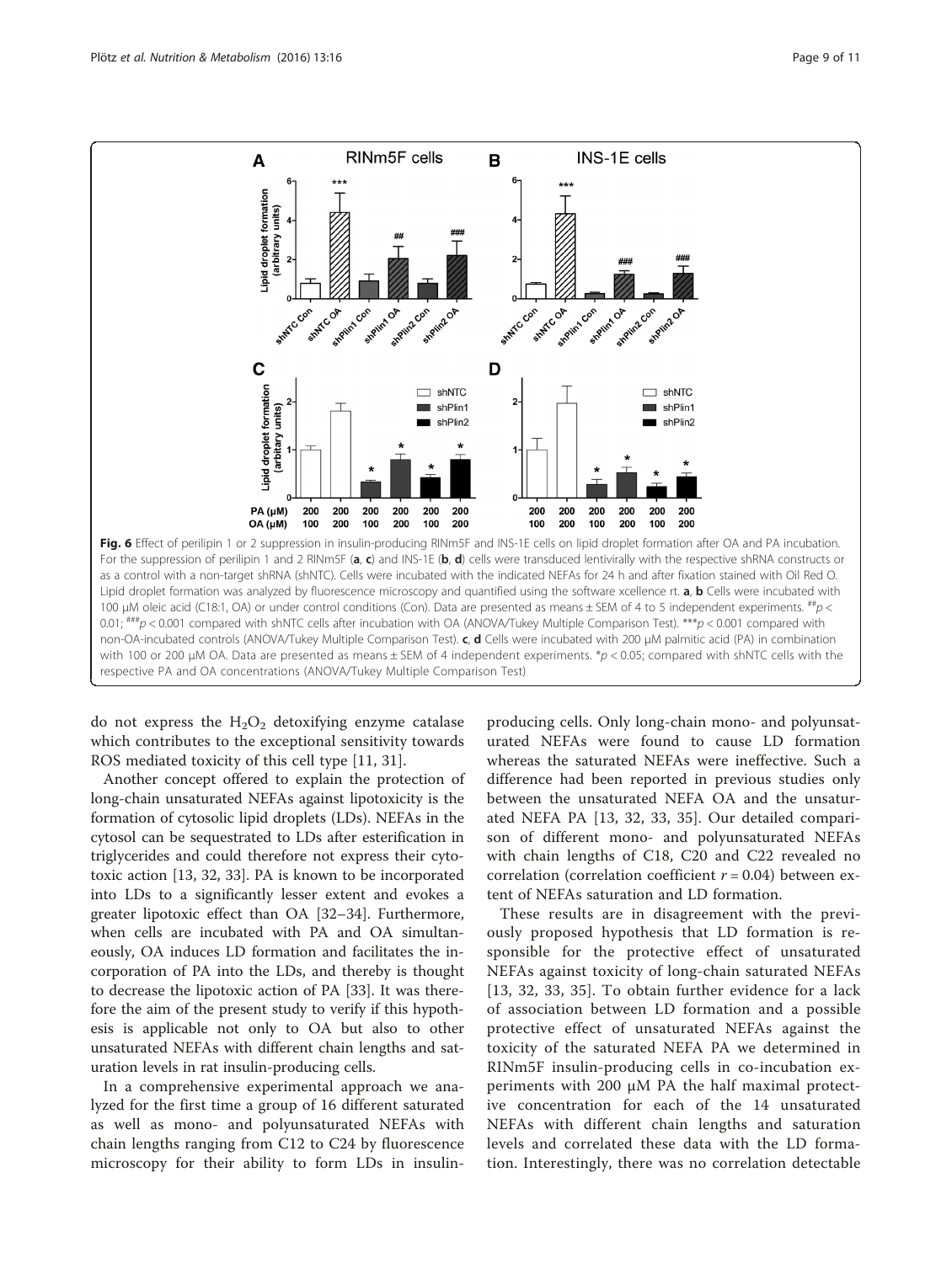**Fig. 6** Effect of perilipin 1 or 2 suppression in insulin-producing RINm5F and INS-1E cells on lipid droplet formation after OA and PA incubation. For the suppression of perilipin 1 and 2 RINm5F (**a**, **c**) and INS-1E (**b**, **d**) cells were transduced lentivirally with the respective shRNA constructs or as a control with a non-target shRNA (shNTC). Cells were incubated with the indicated NEFAs for 24 h and after fixation stained with Oil Red O. Lipid droplet formation was analyzed by fluorescence microscopy and quantified using the software xcellence rt. **a**, **b** Cells were incubated with 100 μM oleic acid (C18:1, OA) or under control conditions (Con). Data are presented as means ± SEM of 4 to 5 independent experiments. ##p < 0.01; ###p < 0.001 compared with shNTC cells after incubation with OA (ANOVA/Tukey Multiple Comparison Test). ***p < 0.001 compared with non-OA-incubated controls (ANOVA/Tukey Multiple Comparison Test). **c**, **d** Cells were incubated with 200 μM palmitic acid (PA) in combination with 100 or 200 μM OA. Data are presented as means ± SEM of 4 independent experiments. *p < 0.05; compared with shNTC cells with the respective PA and OA concentrations (ANOVA/Tukey Multiple Comparison Test)

do not express the $H_2O_2$ detoxifying enzyme catalase which contributes to the exceptional sensitivity towards ROS mediated toxicity of this cell type [11, 31].

Another concept offered to explain the protection of long-chain unsaturated NEFAs against lipotoxicity is the formation of cytosolic lipid droplets (LDs). NEFAs in the cytosol can be sequestrated to LDs after esterification in triglycerides and could therefore not express their cytotoxic action [13, 32, 33]. PA is known to be incorporated into LDs to a significantly lesser extent and evokes a greater lipotoxic effect than OA [32–34]. Furthermore, when cells are incubated with PA and OA simultaneously, OA induces LD formation and facilitates the incorporation of PA into the LDs, and thereby is thought to decrease the lipotoxic action of PA [33]. It was therefore the aim of the present study to verify if this hypothesis is applicable not only to OA but also to other unsaturated NEFAs with different chain lengths and saturation levels in rat insulin-producing cells.

In a comprehensive experimental approach we analyzed for the first time a group of 16 different saturated as well as mono- and polyunsaturated NEFAs with chain lengths ranging from C12 to C24 by fluorescence microscopy for their ability to form LDs in insulin-producing cells. Only long-chain mono- and polyunsaturated NEFAs were found to cause LD formation whereas the saturated NEFAs were ineffective. Such a difference had been reported in previous studies only between the unsaturated NEFA OA and the unsaturated NEFA PA [13, 32, 33, 35]. Our detailed comparison of different mono- and polyunsaturated NEFAs with chain lengths of C18, C20 and C22 revealed no correlation (correlation coefficient $r = 0.04$) between extent of NEFAs saturation and LD formation.

These results are in disagreement with the previously proposed hypothesis that LD formation is responsible for the protective effect of unsaturated NEFAs against toxicity of long-chain saturated NEFAs [13, 32, 33, 35]. To obtain further evidence for a lack of association between LD formation and a possible protective effect of unsaturated NEFAs against the toxicity of the saturated NEFA PA we determined in RINm5F insulin-producing cells in co-incubation experiments with 200 μM PA the half maximal protective concentration for each of the 14 unsaturated NEFAs with different chain lengths and saturation levels and correlated these data with the LD formation. Interestingly, there was no correlation detectable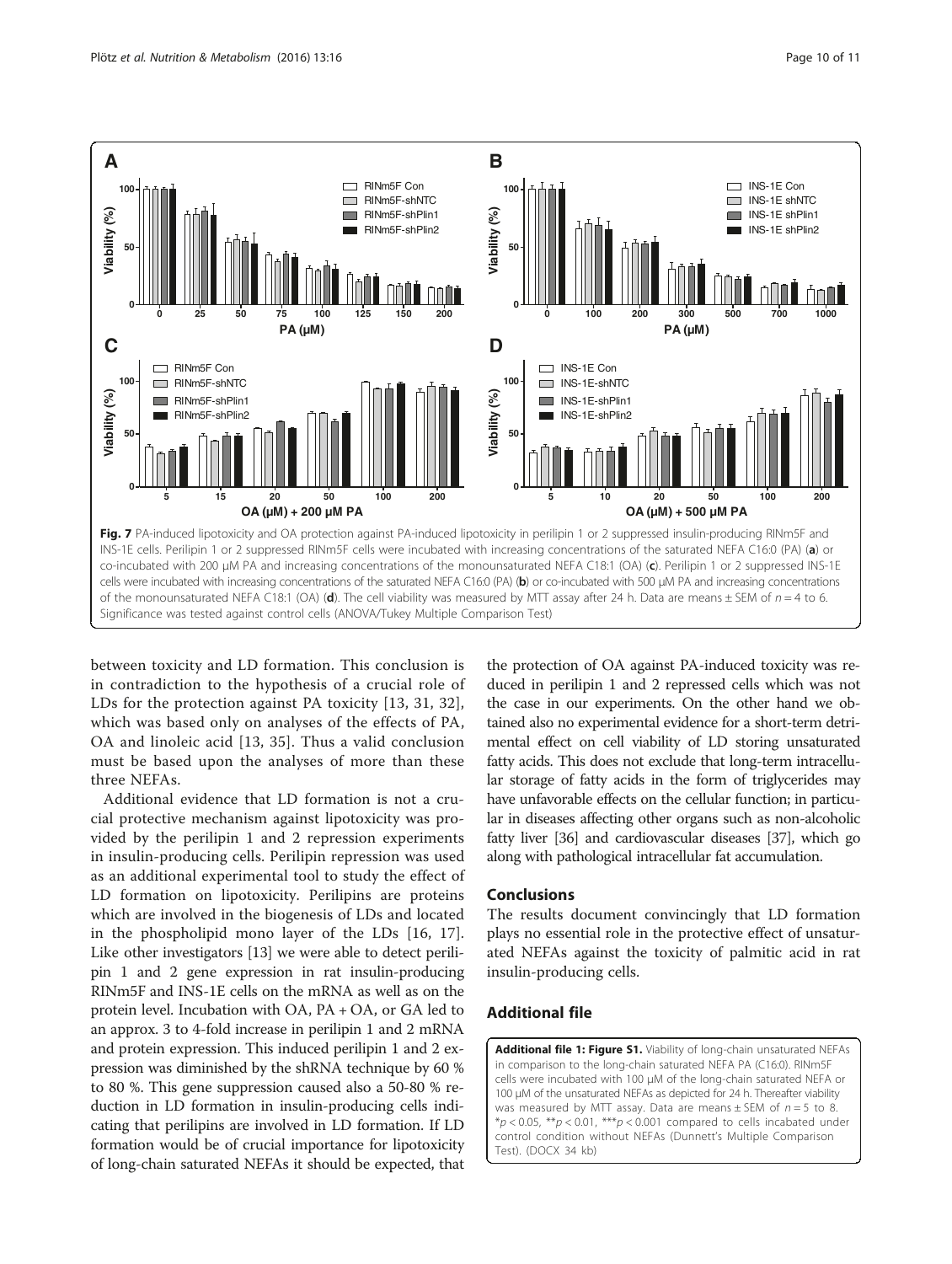**Fig. 7** PA-induced lipotoxicity and OA protection against PA-induced lipotoxicity in perilipin 1 or 2 suppressed insulin-producing RINm5F and INS-1E cells. Perilipin 1 or 2 suppressed RINm5F cells were incubated with increasing concentrations of the saturated NEFA C16:0 (PA) (**a**) or co-incubated with 200 μM PA and increasing concentrations of the monounsaturated NEFA C18:1 (OA) (**c**). Perilipin 1 or 2 suppressed INS-1E cells were incubated with increasing concentrations of the saturated NEFA C16:0 (PA) (**b**) or co-incubated with 500 μM PA and increasing concentrations of the monounsaturated NEFA C18:1 (OA) (**d**). The cell viability was measured by MTT assay after 24 h. Data are means ± SEM of $n = 4$ to 6. Significance was tested against control cells (ANOVA/Tukey Multiple Comparison Test)

between toxicity and LD formation. This conclusion is in contradiction to the hypothesis of a crucial role of LDs for the protection against PA toxicity [13, 31, 32], which was based only on analyses of the effects of PA, OA and linoleic acid [13, 35]. Thus a valid conclusion must be based upon the analyses of more than these three NEFAs.

Additional evidence that LD formation is not a crucial protective mechanism against lipotoxicity was provided by the perilipin 1 and 2 repression experiments in insulin-producing cells. Perilipin repression was used as an additional experimental tool to study the effect of LD formation on lipotoxicity. Perilipins are proteins which are involved in the biogenesis of LDs and located in the phospholipid mono layer of the LDs [16, 17]. Like other investigators [13] we were able to detect perilipin 1 and 2 gene expression in rat insulin-producing RINm5F and INS-1E cells on the mRNA as well as on the protein level. Incubation with OA, PA + OA, or GA led to an approx. 3 to 4-fold increase in perilipin 1 and 2 mRNA and protein expression. This induced perilipin 1 and 2 expression was diminished by the shRNA technique by 60 % to 80 %. This gene suppression caused also a 50-80 % reduction in LD formation in insulin-producing cells indicating that perilipins are involved in LD formation. If LD formation would be of crucial importance for lipotoxicity of long-chain saturated NEFAs it should be expected, that the protection of OA against PA-induced toxicity was reduced in perilipin 1 and 2 repressed cells which was not the case in our experiments. On the other hand we obtained also no experimental evidence for a short-term detrimental effect on cell viability of LD storing unsaturated fatty acids. This does not exclude that long-term intracellular storage of fatty acids in the form of triglycerides may have unfavorable effects on the cellular function; in particular in diseases affecting other organs such as non-alcoholic fatty liver [36] and cardiovascular diseases [37], which go along with pathological intracellular fat accumulation.

## Conclusions

The results document convincingly that LD formation plays no essential role in the protective effect of unsaturated NEFAs against the toxicity of palmitic acid in rat insulin-producing cells.

## Additional file

**Additional file 1: Figure S1.** Viability of long-chain unsaturated NEFAs in comparison to the long-chain saturated NEFA PA (C16:0). RINm5F cells were incubated with 100 μM of the long-chain saturated NEFA or 100 μM of the unsaturated NEFAs as depicted for 24 h. Thereafter viability was measured by MTT assay. Data are means ± SEM of $n = 5$ to 8. *$p < 0.05$, **$p < 0.01$, ***$p < 0.001$ compared to cells incabated under control condition without NEFAs (Dunnett's Multiple Comparison Test). (DOCX 34 kb)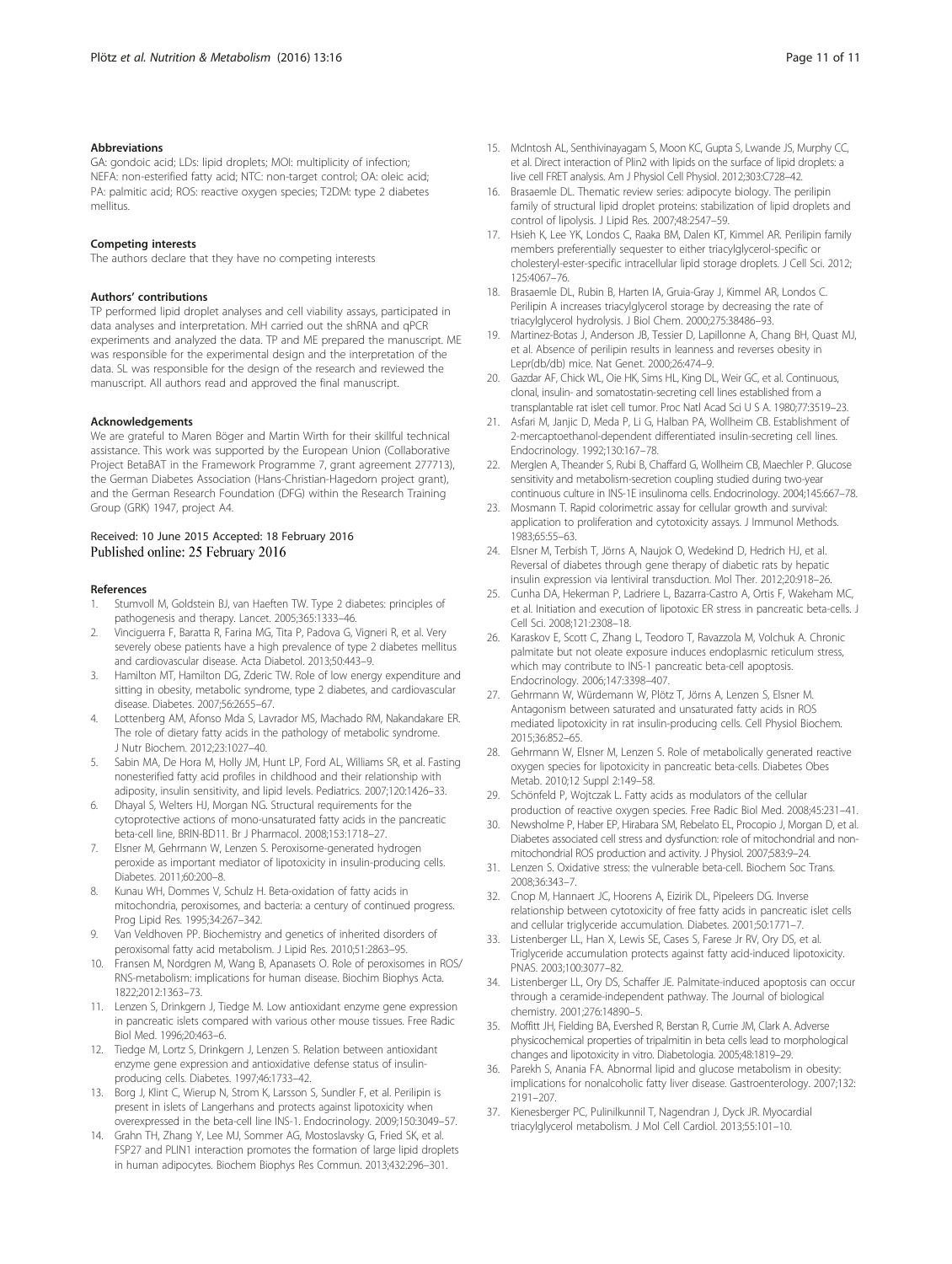### Abbreviations

GA: gondoic acid; LDs: lipid droplets; MOI: multiplicity of infection; NEFA: non-esterified fatty acid; NTC: non-target control; OA: oleic acid; PA: palmitic acid; ROS: reactive oxygen species; T2DM: type 2 diabetes mellitus.

### Competing interests

The authors declare that they have no competing interests

### Authors' contributions

TP performed lipid droplet analyses and cell viability assays, participated in data analyses and interpretation. MH carried out the shRNA and qPCR experiments and analyzed the data. TP and ME prepared the manuscript. ME was responsible for the experimental design and the interpretation of the data. SL was responsible for the design of the research and reviewed the manuscript. All authors read and approved the final manuscript.

### Acknowledgements

We are grateful to Maren Böger and Martin Wirth for their skillful technical assistance. This work was supported by the European Union (Collaborative Project BetaBAT in the Framework Programme 7, grant agreement 277713), the German Diabetes Association (Hans-Christian-Hagedorn project grant), and the German Research Foundation (DFG) within the Research Training Group (GRK) 1947, project A4.

Received: 10 June 2015 Accepted: 18 February 2016
Published online: 25 February 2016

### References

1. Stumvoll M, Goldstein BJ, van Haeften TW. Type 2 diabetes: principles of pathogenesis and therapy. Lancet. 2005;365:1333–46.
2. Vinciguerra F, Baratta R, Farina MG, Tita P, Padova G, Vigneri R, et al. Very severely obese patients have a high prevalence of type 2 diabetes mellitus and cardiovascular disease. Acta Diabetol. 2013;50:443–9.
3. Hamilton MT, Hamilton DG, Zderic TW. Role of low energy expenditure and sitting in obesity, metabolic syndrome, type 2 diabetes, and cardiovascular disease. Diabetes. 2007;56:2655–67.
4. Lottenberg AM, Afonso Mda S, Lavrador MS, Machado RM, Nakandakare ER. The role of dietary fatty acids in the pathology of metabolic syndrome. J Nutr Biochem. 2012;23:1027–40.
5. Sabin MA, De Hora M, Holly JM, Hunt LP, Ford AL, Williams SR, et al. Fasting nonesterified fatty acid profiles in childhood and their relationship with adiposity, insulin sensitivity, and lipid levels. Pediatrics. 2007;120:1426–33.
6. Dhayal S, Welters HJ, Morgan NG. Structural requirements for the cytoprotective actions of mono-unsaturated fatty acids in the pancreatic beta-cell line, BRIN-BD11. Br J Pharmacol. 2008;153:1718–27.
7. Elsner M, Gehrmann W, Lenzen S. Peroxisome-generated hydrogen peroxide as important mediator of lipotoxicity in insulin-producing cells. Diabetes. 2011;60:200–8.
8. Kunau WH, Dommes V, Schulz H. Beta-oxidation of fatty acids in mitochondria, peroxisomes, and bacteria: a century of continued progress. Prog Lipid Res. 1995;34:267–342.
9. Van Veldhoven PP. Biochemistry and genetics of inherited disorders of peroxisomal fatty acid metabolism. J Lipid Res. 2010;51:2863–95.
10. Fransen M, Nordgren M, Wang B, Apanasets O. Role of peroxisomes in ROS/RNS-metabolism: implications for human disease. Biochim Biophys Acta. 1822;2012:1363–73.
11. Lenzen S, Drinkgern J, Tiedge M. Low antioxidant enzyme gene expression in pancreatic islets compared with various other mouse tissues. Free Radic Biol Med. 1996;20:463–6.
12. Tiedge M, Lortz S, Drinkgern J, Lenzen S. Relation between antioxidant enzyme gene expression and antioxidative defense status of insulin-producing cells. Diabetes. 1997;46:1733–42.
13. Borg J, Klint C, Wierup N, Strom K, Larsson S, Sundler F, et al. Perilipin is present in islets of Langerhans and protects against lipotoxicity when overexpressed in the beta-cell line INS-1. Endocrinology. 2009;150:3049–57.
14. Grahn TH, Zhang Y, Lee MJ, Sommer AG, Mostoslavsky G, Fried SK, et al. FSP27 and PLIN1 interaction promotes the formation of large lipid droplets in human adipocytes. Biochem Biophys Res Commun. 2013;432:296–301.
15. McIntosh AL, Senthivinayagam S, Moon KC, Gupta S, Lwande JS, Murphy CC, et al. Direct interaction of Plin2 with lipids on the surface of lipid droplets: a live cell FRET analysis. Am J Physiol Cell Physiol. 2012;303:C728–42.
16. Brasaemle DL. Thematic review series: adipocyte biology. The perilipin family of structural lipid droplet proteins: stabilization of lipid droplets and control of lipolysis. J Lipid Res. 2007;48:2547–59.
17. Hsieh K, Lee YK, Londos C, Raaka BM, Dalen KT, Kimmel AR. Perilipin family members preferentially sequester to either triacylglycerol-specific or cholesteryl-ester-specific intracellular lipid storage droplets. J Cell Sci. 2012; 125:4067–76.
18. Brasaemle DL, Rubin B, Harten IA, Gruia-Gray J, Kimmel AR, Londos C. Perilipin A increases triacylglycerol storage by decreasing the rate of triacylglycerol hydrolysis. J Biol Chem. 2000;275:38486–93.
19. Martinez-Botas J, Anderson JB, Tessier D, Lapillonne A, Chang BH, Quast MJ, et al. Absence of perilipin results in leanness and reverses obesity in Lepr(db/db) mice. Nat Genet. 2000;26:474–9.
20. Gazdar AF, Chick WL, Oie HK, Sims HL, King DL, Weir GC, et al. Continuous, clonal, insulin- and somatostatin-secreting cell lines established from a transplantable rat islet cell tumor. Proc Natl Acad Sci U S A. 1980;77:3519–23.
21. Asfari M, Janjic D, Meda P, Li G, Halban PA, Wollheim CB. Establishment of 2-mercaptoethanol-dependent differentiated insulin-secreting cell lines. Endocrinology. 1992;130:167–78.
22. Merglen A, Theander S, Rubi B, Chaffard G, Wollheim CB, Maechler P. Glucose sensitivity and metabolism-secretion coupling studied during two-year continuous culture in INS-1E insulinoma cells. Endocrinology. 2004;145:667–78.
23. Mosmann T. Rapid colorimetric assay for cellular growth and survival: application to proliferation and cytotoxicity assays. J Immunol Methods. 1983;65:55–63.
24. Elsner M, Terbish T, Jörns A, Naujok O, Wedekind D, Hedrich HJ, et al. Reversal of diabetes through gene therapy of diabetic rats by hepatic insulin expression via lentiviral transduction. Mol Ther. 2012;20:918–26.
25. Cunha DA, Hekerman P, Ladriere L, Bazarra-Castro A, Ortis F, Wakeham MC, et al. Initiation and execution of lipotoxic ER stress in pancreatic beta-cells. J Cell Sci. 2008;121:2308–18.
26. Karaskov E, Scott C, Zhang L, Teodoro T, Ravazzola M, Volchuk A. Chronic palmitate but not oleate exposure induces endoplasmic reticulum stress, which may contribute to INS-1 pancreatic beta-cell apoptosis. Endocrinology. 2006;147:3398–407.
27. Gehrmann W, Würdemann W, Plötz T, Jörns A, Lenzen S, Elsner M. Antagonism between saturated and unsaturated fatty acids in ROS mediated lipotoxicity in rat insulin-producing cells. Cell Physiol Biochem. 2015;36:852–65.
28. Gehrmann W, Elsner M, Lenzen S. Role of metabolically generated reactive oxygen species for lipotoxicity in pancreatic beta-cells. Diabetes Obes Metab. 2010;12 Suppl 2:149–58.
29. Schönfeld P, Wojtczak L. Fatty acids as modulators of the cellular production of reactive oxygen species. Free Radic Biol Med. 2008;45:231–41.
30. Newsholme P, Haber EP, Hirabara SM, Rebelato EL, Procopio J, Morgan D, et al. Diabetes associated cell stress and dysfunction: role of mitochondrial and non-mitochondrial ROS production and activity. J Physiol. 2007;583:9–24.
31. Lenzen S. Oxidative stress: the vulnerable beta-cell. Biochem Soc Trans. 2008;36:343–7.
32. Cnop M, Hannaert JC, Hoorens A, Eizirik DL, Pipeleers DG. Inverse relationship between cytotoxicity of free fatty acids in pancreatic islet cells and cellular triglyceride accumulation. Diabetes. 2001;50:1771–7.
33. Listenberger LL, Han X, Lewis SE, Cases S, Farese Jr RV, Ory DS, et al. Triglyceride accumulation protects against fatty acid-induced lipotoxicity. PNAS. 2003;100:3077–82.
34. Listenberger LL, Ory DS, Schaffer JE. Palmitate-induced apoptosis can occur through a ceramide-independent pathway. The Journal of biological chemistry. 2001;276:14890–5.
35. Moffitt JH, Fielding BA, Evershed R, Berstan R, Currie JM, Clark A. Adverse physicochemical properties of tripalmitin in beta cells lead to morphological changes and lipotoxicity in vitro. Diabetologia. 2005;48:1819–29.
36. Parekh S, Anania FA. Abnormal lipid and glucose metabolism in obesity: implications for nonalcoholic fatty liver disease. Gastroenterology. 2007;132: 2191–207.
37. Kienesberger PC, Pulinilkunnil T, Nagendran J, Dyck JR. Myocardial triacylglycerol metabolism. J Mol Cell Cardiol. 2013;55:101–10.